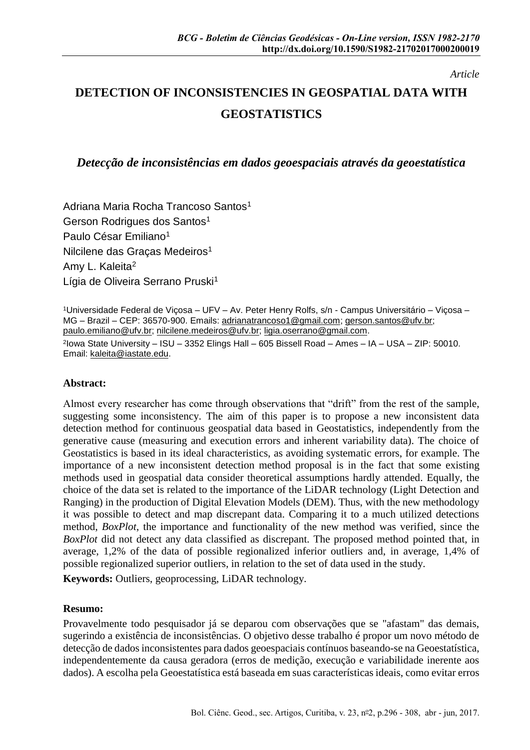*Article*

# DETECTION OF INCONSISTENCIES IN GEOSPATIAL DATA WITH GEOSTATISTICS

## *Detecção de inconsistências em dados geoespaciais através da geoestatística*

Adriana Maria Rocha Trancoso Santos[1]
Gerson Rodrigues dos Santos[1]
Paulo César Emiliano[1]
Nilcilene das Graças Medeiros[1]
Amy L. Kaleita[2]
Lígia de Oliveira Serrano Pruski[1]

[1]Universidade Federal de Viçosa – UFV – Av. Peter Henry Rolfs, s/n - Campus Universitário – Viçosa – MG – Brazil – CEP: 36570-900. Emails: adrianatrancoso1@gmail.com; gerson.santos@ufv.br; paulo.emiliano@ufv.br; nilcilene.medeiros@ufv.br; ligia.oserrano@gmail.com.

[2]Iowa State University – ISU – 3352 Elings Hall – 605 Bissell Road – Ames – IA – USA – ZIP: 50010. Email: kaleita@iastate.edu.

**Abstract:**

Almost every researcher has come through observations that "drift" from the rest of the sample, suggesting some inconsistency. The aim of this paper is to propose a new inconsistent data detection method for continuous geospatial data based in Geostatistics, independently from the generative cause (measuring and execution errors and inherent variability data). The choice of Geostatistics is based in its ideal characteristics, as avoiding systematic errors, for example. The importance of a new inconsistent detection method proposal is in the fact that some existing methods used in geospatial data consider theoretical assumptions hardly attended. Equally, the choice of the data set is related to the importance of the LiDAR technology (Light Detection and Ranging) in the production of Digital Elevation Models (DEM). Thus, with the new methodology it was possible to detect and map discrepant data. Comparing it to a much utilized detections method, *BoxPlot*, the importance and functionality of the new method was verified, since the *BoxPlot* did not detect any data classified as discrepant. The proposed method pointed that, in average, 1,2% of the data of possible regionalized inferior outliers and, in average, 1,4% of possible regionalized superior outliers, in relation to the set of data used in the study.

**Keywords:** Outliers, geoprocessing, LiDAR technology.

**Resumo:**

Provavelmente todo pesquisador já se deparou com observações que se "afastam" das demais, sugerindo a existência de inconsistências. O objetivo desse trabalho é propor um novo método de detecção de dados inconsistentes para dados geoespaciais contínuos baseando-se na Geoestatística, independentemente da causa geradora (erros de medição, execução e variabilidade inerente aos dados). A escolha pela Geoestatística está baseada em suas características ideais, como evitar erros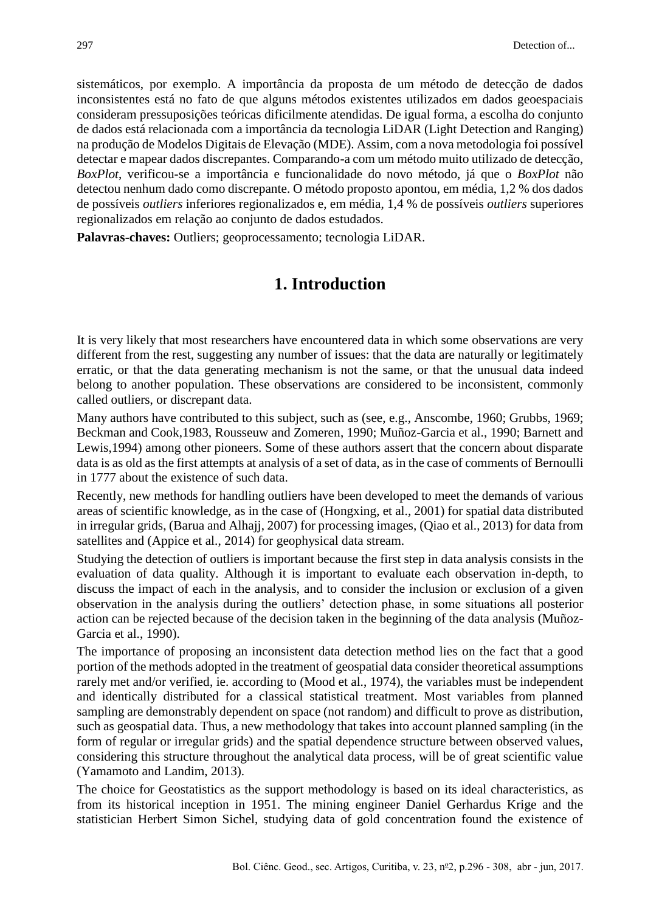sistemáticos, por exemplo. A importância da proposta de um método de detecção de dados inconsistentes está no fato de que alguns métodos existentes utilizados em dados geoespaciais consideram pressuposições teóricas dificilmente atendidas. De igual forma, a escolha do conjunto de dados está relacionada com a importância da tecnologia LiDAR (Light Detection and Ranging) na produção de Modelos Digitais de Elevação (MDE). Assim, com a nova metodologia foi possível detectar e mapear dados discrepantes. Comparando-a com um método muito utilizado de detecção, *BoxPlot*, verificou-se a importância e funcionalidade do novo método, já que o *BoxPlot* não detectou nenhum dado como discrepante. O método proposto apontou, em média, 1,2 % dos dados de possíveis *outliers* inferiores regionalizados e, em média, 1,4 % de possíveis *outliers* superiores regionalizados em relação ao conjunto de dados estudados.

**Palavras-chaves:** Outliers; geoprocessamento; tecnologia LiDAR.

# 1. Introduction

It is very likely that most researchers have encountered data in which some observations are very different from the rest, suggesting any number of issues: that the data are naturally or legitimately erratic, or that the data generating mechanism is not the same, or that the unusual data indeed belong to another population. These observations are considered to be inconsistent, commonly called outliers, or discrepant data.

Many authors have contributed to this subject, such as (see, e.g., Anscombe, 1960; Grubbs, 1969; Beckman and Cook,1983, Rousseuw and Zomeren, 1990; Muñoz-Garcia et al., 1990; Barnett and Lewis,1994) among other pioneers. Some of these authors assert that the concern about disparate data is as old as the first attempts at analysis of a set of data, as in the case of comments of Bernoulli in 1777 about the existence of such data.

Recently, new methods for handling outliers have been developed to meet the demands of various areas of scientific knowledge, as in the case of (Hongxing, et al., 2001) for spatial data distributed in irregular grids, (Barua and Alhajj, 2007) for processing images, (Qiao et al., 2013) for data from satellites and (Appice et al., 2014) for geophysical data stream.

Studying the detection of outliers is important because the first step in data analysis consists in the evaluation of data quality. Although it is important to evaluate each observation in-depth, to discuss the impact of each in the analysis, and to consider the inclusion or exclusion of a given observation in the analysis during the outliers' detection phase, in some situations all posterior action can be rejected because of the decision taken in the beginning of the data analysis (Muñoz-Garcia et al., 1990).

The importance of proposing an inconsistent data detection method lies on the fact that a good portion of the methods adopted in the treatment of geospatial data consider theoretical assumptions rarely met and/or verified, ie. according to (Mood et al., 1974), the variables must be independent and identically distributed for a classical statistical treatment. Most variables from planned sampling are demonstrably dependent on space (not random) and difficult to prove as distribution, such as geospatial data. Thus, a new methodology that takes into account planned sampling (in the form of regular or irregular grids) and the spatial dependence structure between observed values, considering this structure throughout the analytical data process, will be of great scientific value (Yamamoto and Landim, 2013).

The choice for Geostatistics as the support methodology is based on its ideal characteristics, as from its historical inception in 1951. The mining engineer Daniel Gerhardus Krige and the statistician Herbert Simon Sichel, studying data of gold concentration found the existence of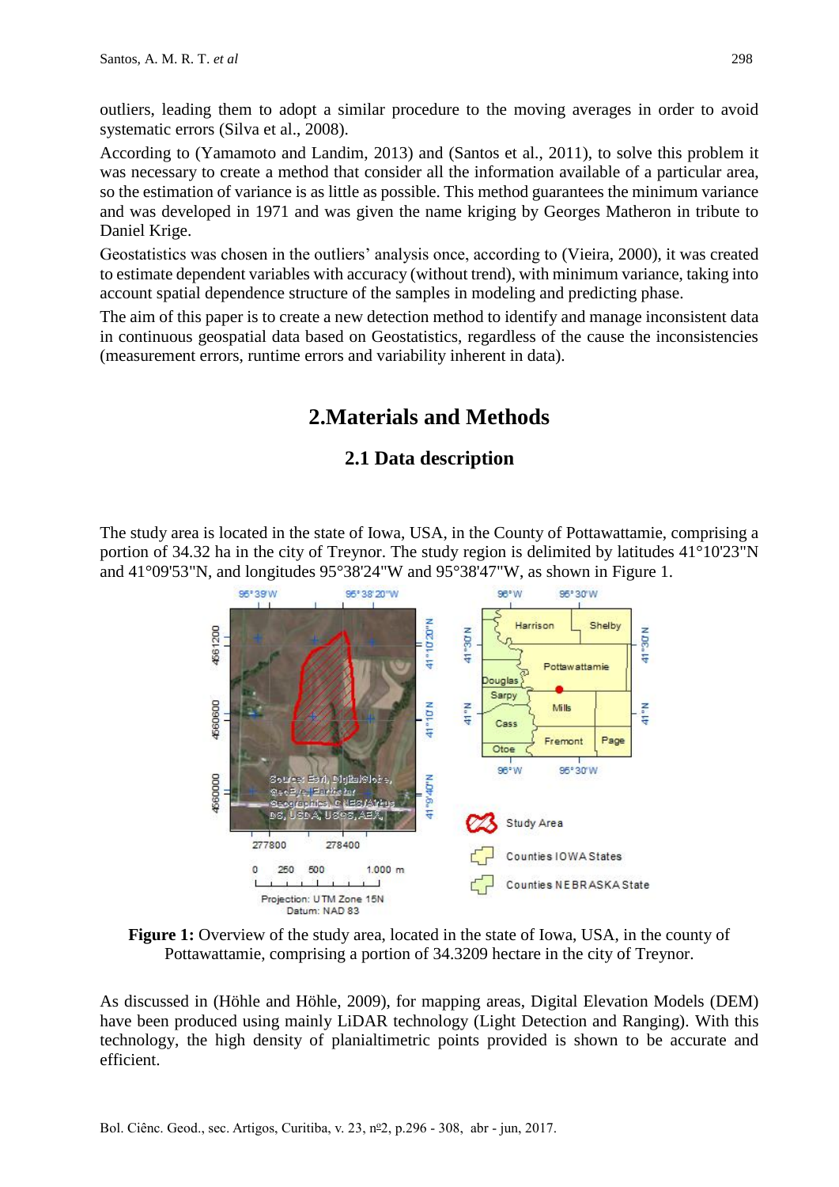outliers, leading them to adopt a similar procedure to the moving averages in order to avoid systematic errors (Silva et al., 2008).

According to (Yamamoto and Landim, 2013) and (Santos et al., 2011), to solve this problem it was necessary to create a method that consider all the information available of a particular area, so the estimation of variance is as little as possible. This method guarantees the minimum variance and was developed in 1971 and was given the name kriging by Georges Matheron in tribute to Daniel Krige.

Geostatistics was chosen in the outliers' analysis once, according to (Vieira, 2000), it was created to estimate dependent variables with accuracy (without trend), with minimum variance, taking into account spatial dependence structure of the samples in modeling and predicting phase.

The aim of this paper is to create a new detection method to identify and manage inconsistent data in continuous geospatial data based on Geostatistics, regardless of the cause the inconsistencies (measurement errors, runtime errors and variability inherent in data).

## 2.Materials and Methods

### 2.1 Data description

The study area is located in the state of Iowa, USA, in the County of Pottawattamie, comprising a portion of 34.32 ha in the city of Treynor. The study region is delimited by latitudes 41°10'23"N and 41°09'53"N, and longitudes 95°38'24"W and 95°38'47"W, as shown in Figure 1.

**Figure 1:** Overview of the study area, located in the state of Iowa, USA, in the county of Pottawattamie, comprising a portion of 34.3209 hectare in the city of Treynor.

As discussed in (Höhle and Höhle, 2009), for mapping areas, Digital Elevation Models (DEM) have been produced using mainly LiDAR technology (Light Detection and Ranging). With this technology, the high density of planialtimetric points provided is shown to be accurate and efficient.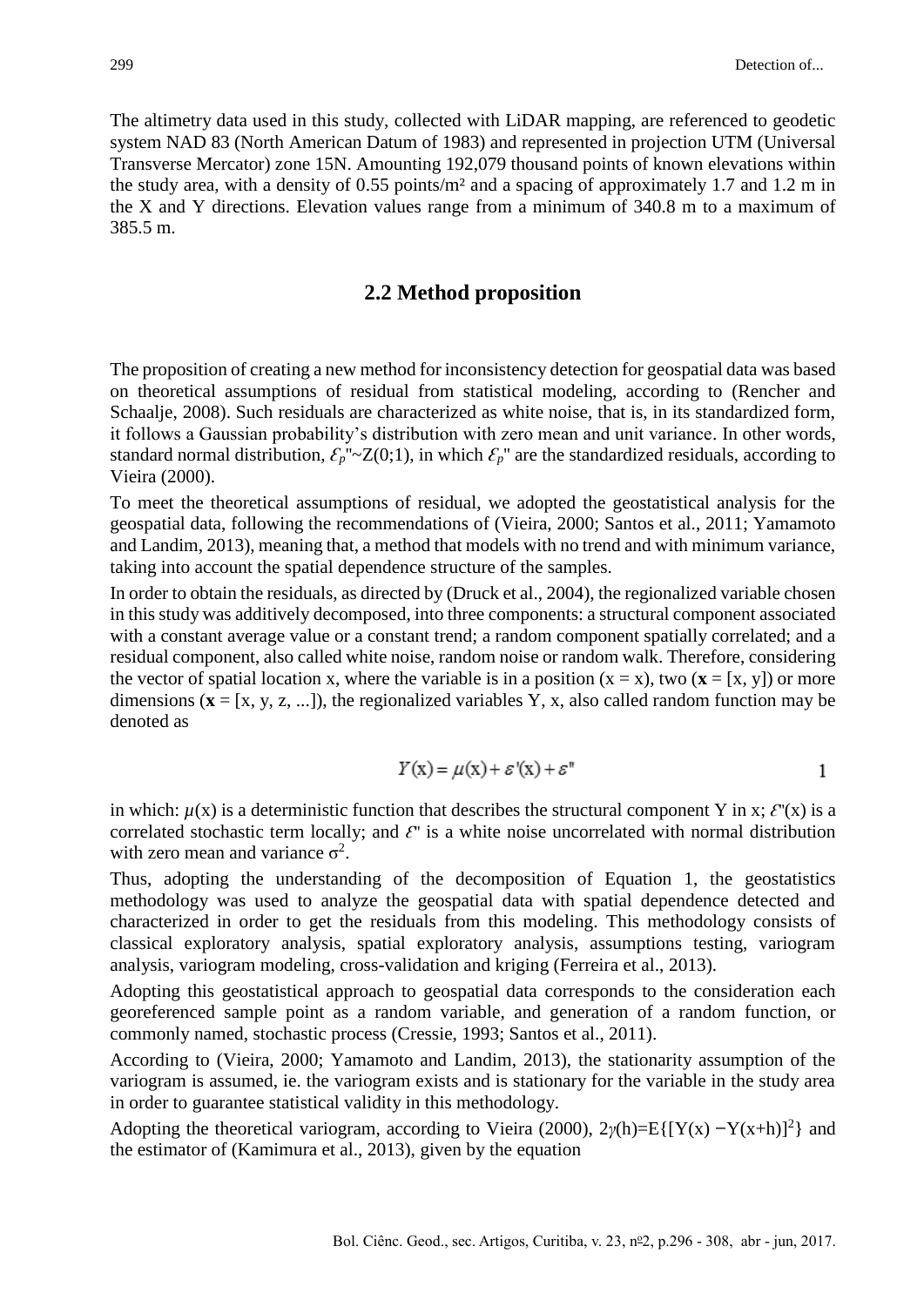The altimetry data used in this study, collected with LiDAR mapping, are referenced to geodetic system NAD 83 (North American Datum of 1983) and represented in projection UTM (Universal Transverse Mercator) zone 15N. Amounting 192,079 thousand points of known elevations within the study area, with a density of 0.55 points/m² and a spacing of approximately 1.7 and 1.2 m in the X and Y directions. Elevation values range from a minimum of 340.8 m to a maximum of 385.5 m.

## 2.2 Method proposition

The proposition of creating a new method for inconsistency detection for geospatial data was based on theoretical assumptions of residual from statistical modeling, according to (Rencher and Schaalje, 2008). Such residuals are characterized as white noise, that is, in its standardized form, it follows a Gaussian probability's distribution with zero mean and unit variance. In other words, standard normal distribution, $\mathcal{E}_p$"~Z(0;1), in which $\mathcal{E}_p$" are the standardized residuals, according to Vieira (2000).

To meet the theoretical assumptions of residual, we adopted the geostatistical analysis for the geospatial data, following the recommendations of (Vieira, 2000; Santos et al., 2011; Yamamoto and Landim, 2013), meaning that, a method that models with no trend and with minimum variance, taking into account the spatial dependence structure of the samples.

In order to obtain the residuals, as directed by (Druck et al., 2004), the regionalized variable chosen in this study was additively decomposed, into three components: a structural component associated with a constant average value or a constant trend; a random component spatially correlated; and a residual component, also called white noise, random noise or random walk. Therefore, considering the vector of spatial location x, where the variable is in a position (x = x), two (**x** = [x, y]) or more dimensions (**x** = [x, y, z, ...]), the regionalized variables Y, x, also called random function may be denoted as

$$Y(\mathrm{x}) = \mu(\mathrm{x}) + \varepsilon'(\mathrm{x}) + \varepsilon'' \qquad 1$$

in which: $\mu(\mathrm{x})$ is a deterministic function that describes the structural component Y in x; $\mathcal{E}$'(x) is a correlated stochastic term locally; and $\mathcal{E}$" is a white noise uncorrelated with normal distribution with zero mean and variance $\sigma^2$.

Thus, adopting the understanding of the decomposition of Equation 1, the geostatistics methodology was used to analyze the geospatial data with spatial dependence detected and characterized in order to get the residuals from this modeling. This methodology consists of classical exploratory analysis, spatial exploratory analysis, assumptions testing, variogram analysis, variogram modeling, cross-validation and kriging (Ferreira et al., 2013).

Adopting this geostatistical approach to geospatial data corresponds to the consideration each georeferenced sample point as a random variable, and generation of a random function, or commonly named, stochastic process (Cressie, 1993; Santos et al., 2011).

According to (Vieira, 2000; Yamamoto and Landim, 2013), the stationarity assumption of the variogram is assumed, ie. the variogram exists and is stationary for the variable in the study area in order to guarantee statistical validity in this methodology.

Adopting the theoretical variogram, according to Vieira (2000), $2\gamma(\mathrm{h})=\mathrm{E}\{[\mathrm{Y}(\mathrm{x}) - \mathrm{Y}(\mathrm{x+h})]^2\}$ and the estimator of (Kamimura et al., 2013), given by the equation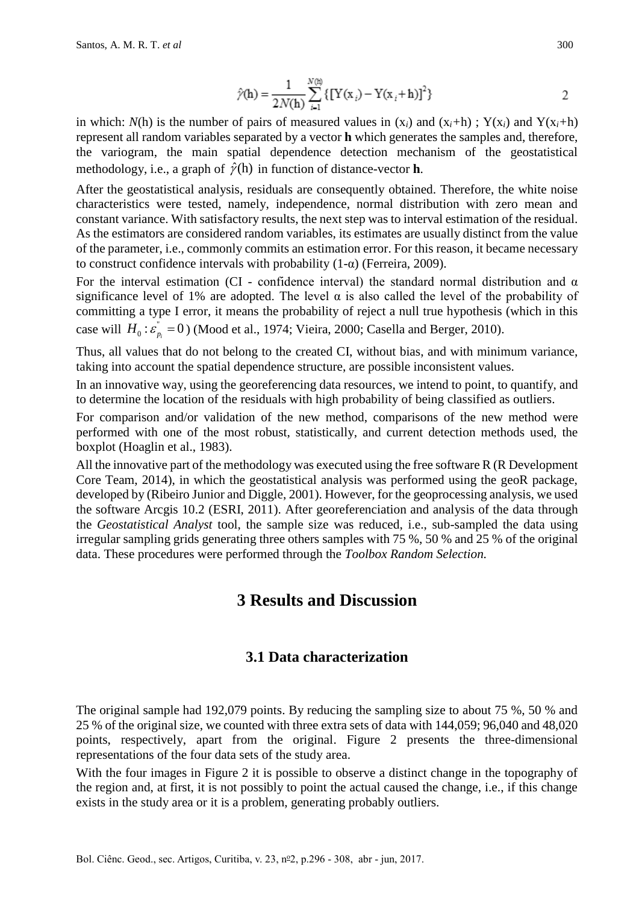$$\hat{\gamma}(\mathbf{h}) = \frac{1}{2N(\mathbf{h})} \sum_{i=1}^{N(\mathbf{h})} \{[\mathrm{Y}(\mathrm{x}_i) - \mathrm{Y}(\mathrm{x}_i + \mathbf{h})]^2\} \qquad 2$$

in which: $N$(h) is the number of pairs of measured values in ($x_i$) and ($x_i$+h) ; Y($x_i$) and Y($x_i$+h) represent all random variables separated by a vector **h** which generates the samples and, therefore, the variogram, the main spatial dependence detection mechanism of the geostatistical methodology, i.e., a graph of $\hat{\gamma}(\mathrm{h})$ in function of distance-vector **h**.

After the geostatistical analysis, residuals are consequently obtained. Therefore, the white noise characteristics were tested, namely, independence, normal distribution with zero mean and constant variance. With satisfactory results, the next step was to interval estimation of the residual. As the estimators are considered random variables, its estimates are usually distinct from the value of the parameter, i.e., commonly commits an estimation error. For this reason, it became necessary to construct confidence intervals with probability (1-α) (Ferreira, 2009).

For the interval estimation (CI - confidence interval) the standard normal distribution and α significance level of 1% are adopted. The level α is also called the level of the probability of committing a type I error, it means the probability of reject a null true hypothesis (which in this case will $H_0 : \varepsilon^{''}_{p_i} = 0$) (Mood et al., 1974; Vieira, 2000; Casella and Berger, 2010).

Thus, all values that do not belong to the created CI, without bias, and with minimum variance, taking into account the spatial dependence structure, are possible inconsistent values.

In an innovative way, using the georeferencing data resources, we intend to point, to quantify, and to determine the location of the residuals with high probability of being classified as outliers.

For comparison and/or validation of the new method, comparisons of the new method were performed with one of the most robust, statistically, and current detection methods used, the boxplot (Hoaglin et al., 1983).

All the innovative part of the methodology was executed using the free software R (R Development Core Team, 2014), in which the geostatistical analysis was performed using the geoR package, developed by (Ribeiro Junior and Diggle, 2001). However, for the geoprocessing analysis, we used the software Arcgis 10.2 (ESRI, 2011). After georeferenciation and analysis of the data through the *Geostatistical Analyst* tool, the sample size was reduced, i.e., sub-sampled the data using irregular sampling grids generating three others samples with 75 %, 50 % and 25 % of the original data. These procedures were performed through the *Toolbox Random Selection.*

# 3 Results and Discussion

## 3.1 Data characterization

The original sample had 192,079 points. By reducing the sampling size to about 75 %, 50 % and 25 % of the original size, we counted with three extra sets of data with 144,059; 96,040 and 48,020 points, respectively, apart from the original. Figure 2 presents the three-dimensional representations of the four data sets of the study area.

With the four images in Figure 2 it is possible to observe a distinct change in the topography of the region and, at first, it is not possibly to point the actual caused the change, i.e., if this change exists in the study area or it is a problem, generating probably outliers.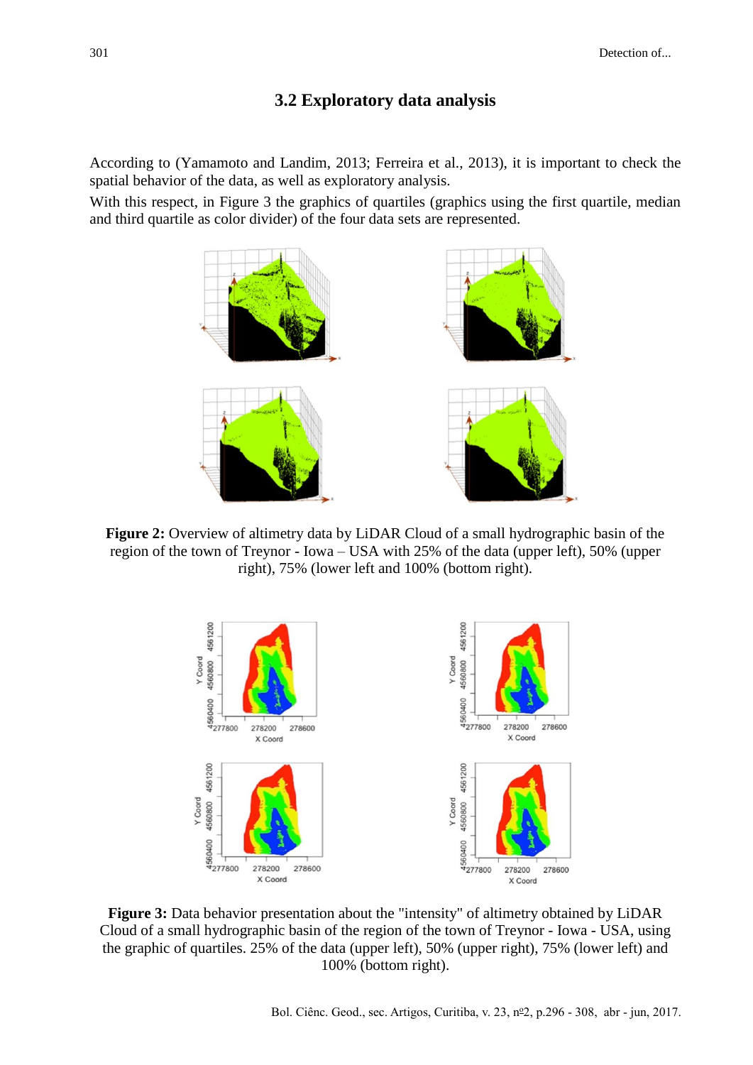### 3.2 Exploratory data analysis

According to (Yamamoto and Landim, 2013; Ferreira et al., 2013), it is important to check the spatial behavior of the data, as well as exploratory analysis.

With this respect, in Figure 3 the graphics of quartiles (graphics using the first quartile, median and third quartile as color divider) of the four data sets are represented.

**Figure 2:** Overview of altimetry data by LiDAR Cloud of a small hydrographic basin of the region of the town of Treynor - Iowa – USA with 25% of the data (upper left), 50% (upper right), 75% (lower left and 100% (bottom right).

**Figure 3:** Data behavior presentation about the "intensity" of altimetry obtained by LiDAR Cloud of a small hydrographic basin of the region of the town of Treynor - Iowa - USA, using the graphic of quartiles. 25% of the data (upper left), 50% (upper right), 75% (lower left) and 100% (bottom right).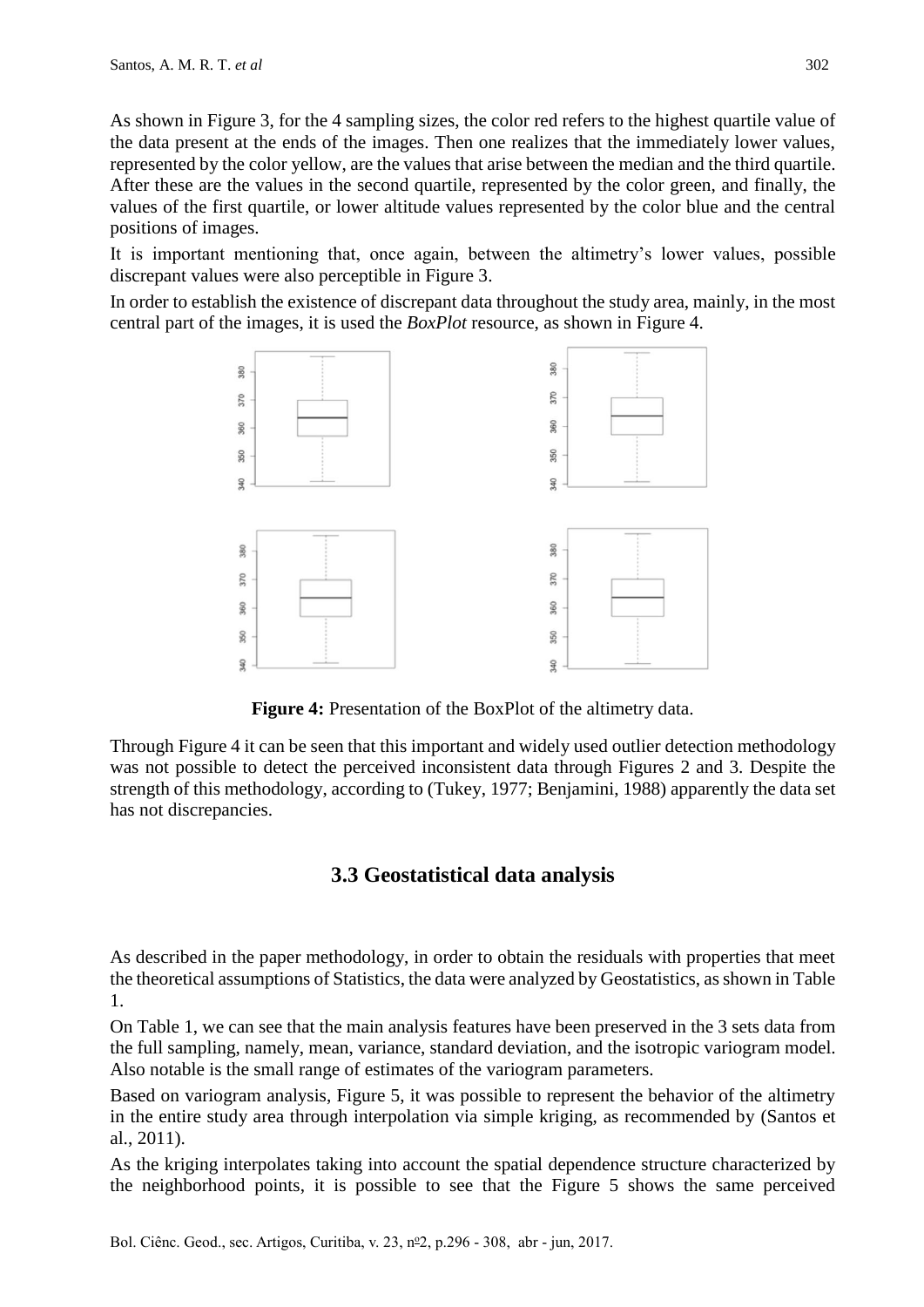As shown in Figure 3, for the 4 sampling sizes, the color red refers to the highest quartile value of the data present at the ends of the images. Then one realizes that the immediately lower values, represented by the color yellow, are the values that arise between the median and the third quartile. After these are the values in the second quartile, represented by the color green, and finally, the values of the first quartile, or lower altitude values represented by the color blue and the central positions of images.

It is important mentioning that, once again, between the altimetry's lower values, possible discrepant values were also perceptible in Figure 3.

In order to establish the existence of discrepant data throughout the study area, mainly, in the most central part of the images, it is used the *BoxPlot* resource, as shown in Figure 4.

**Figure 4:** Presentation of the BoxPlot of the altimetry data.

Through Figure 4 it can be seen that this important and widely used outlier detection methodology was not possible to detect the perceived inconsistent data through Figures 2 and 3. Despite the strength of this methodology, according to (Tukey, 1977; Benjamini, 1988) apparently the data set has not discrepancies.

### 3.3 Geostatistical data analysis

As described in the paper methodology, in order to obtain the residuals with properties that meet the theoretical assumptions of Statistics, the data were analyzed by Geostatistics, as shown in Table 1.

On Table 1, we can see that the main analysis features have been preserved in the 3 sets data from the full sampling, namely, mean, variance, standard deviation, and the isotropic variogram model. Also notable is the small range of estimates of the variogram parameters.

Based on variogram analysis, Figure 5, it was possible to represent the behavior of the altimetry in the entire study area through interpolation via simple kriging, as recommended by (Santos et al., 2011).

As the kriging interpolates taking into account the spatial dependence structure characterized by the neighborhood points, it is possible to see that the Figure 5 shows the same perceived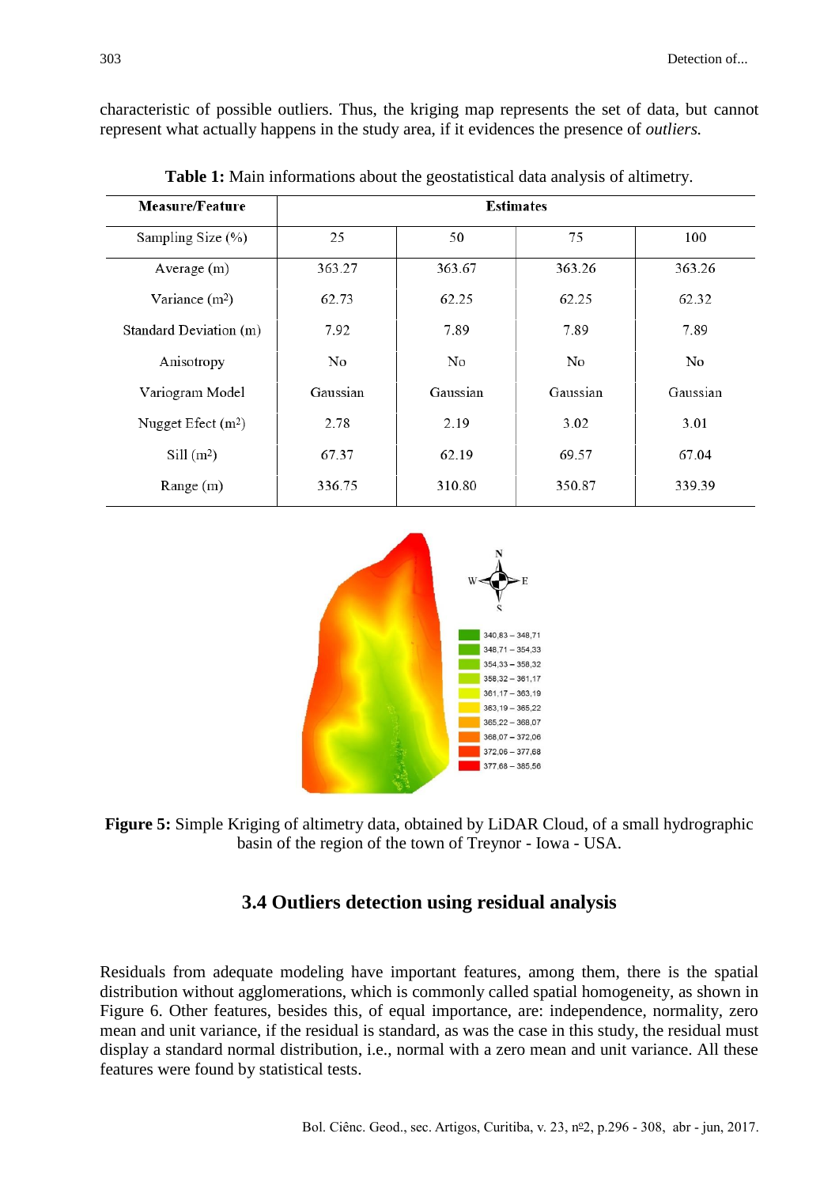characteristic of possible outliers. Thus, the kriging map represents the set of data, but cannot represent what actually happens in the study area, if it evidences the presence of *outliers.*

**Table 1:** Main informations about the geostatistical data analysis of altimetry.

| Measure/Feature | Estimates | | | |
|---|---|---|---|---|
| Sampling Size (%) | 25 | 50 | 75 | 100 |
| Average (m) | 363.27 | 363.67 | 363.26 | 363.26 |
| Variance (m$^2$) | 62.73 | 62.25 | 62.25 | 62.32 |
| Standard Deviation (m) | 7.92 | 7.89 | 7.89 | 7.89 |
| Anisotropy | No | No | No | No |
| Variogram Model | Gaussian | Gaussian | Gaussian | Gaussian |
| Nugget Efect (m$^2$) | 2.78 | 2.19 | 3.02 | 3.01 |
| Sill (m$^2$) | 67.37 | 62.19 | 69.57 | 67.04 |
| Range (m) | 336.75 | 310.80 | 350.87 | 339.39 |

**Figure 5:** Simple Kriging of altimetry data, obtained by LiDAR Cloud, of a small hydrographic basin of the region of the town of Treynor - Iowa - USA.

### 3.4 Outliers detection using residual analysis

Residuals from adequate modeling have important features, among them, there is the spatial distribution without agglomerations, which is commonly called spatial homogeneity, as shown in Figure 6. Other features, besides this, of equal importance, are: independence, normality, zero mean and unit variance, if the residual is standard, as was the case in this study, the residual must display a standard normal distribution, i.e., normal with a zero mean and unit variance. All these features were found by statistical tests.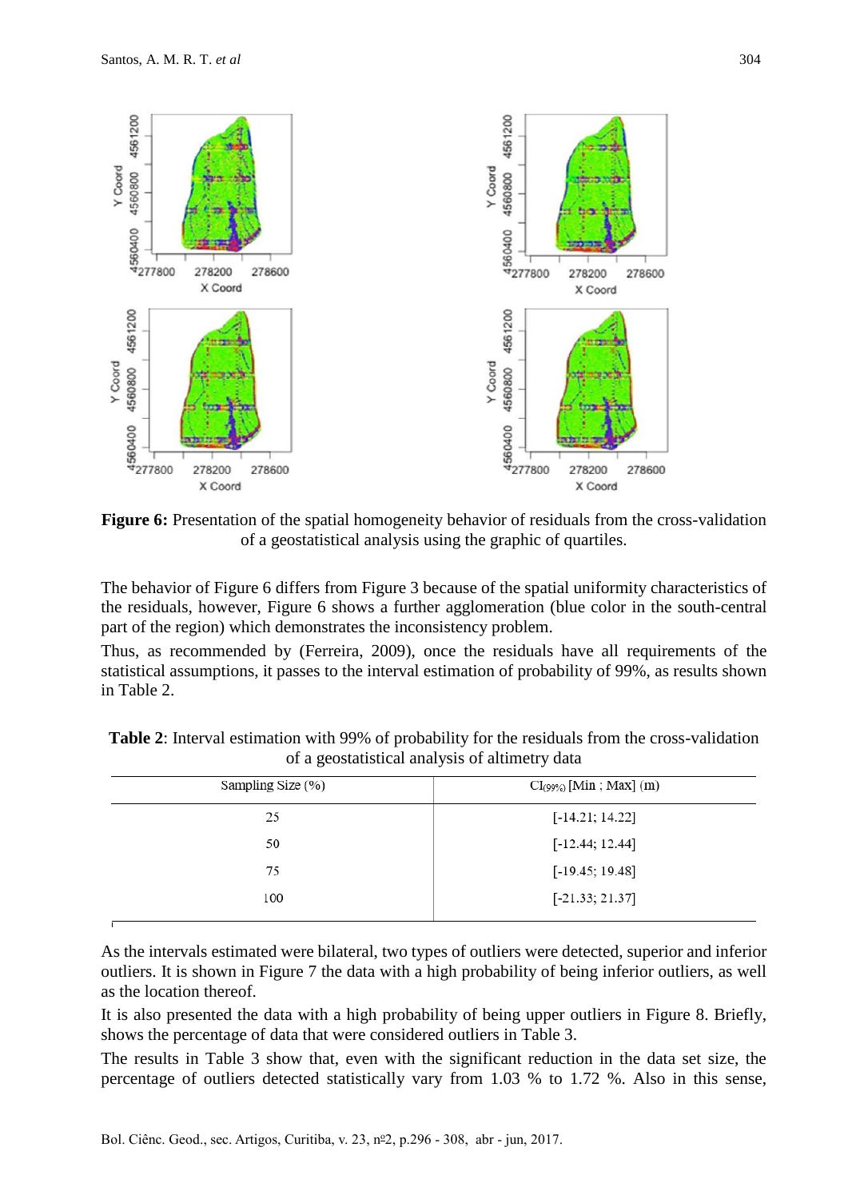**Figure 6:** Presentation of the spatial homogeneity behavior of residuals from the cross-validation of a geostatistical analysis using the graphic of quartiles.

The behavior of Figure 6 differs from Figure 3 because of the spatial uniformity characteristics of the residuals, however, Figure 6 shows a further agglomeration (blue color in the south-central part of the region) which demonstrates the inconsistency problem.

Thus, as recommended by (Ferreira, 2009), once the residuals have all requirements of the statistical assumptions, it passes to the interval estimation of probability of 99%, as results shown in Table 2.

**Table 2**: Interval estimation with 99% of probability for the residuals from the cross-validation of a geostatistical analysis of altimetry data

| Sampling Size (%) | $CI_{(99\%)}$ [Min ; Max] (m) |
|---|---|
| 25 | [-14.21; 14.22] |
| 50 | [-12.44; 12.44] |
| 75 | [-19.45; 19.48] |
| 100 | [-21.33; 21.37] |

As the intervals estimated were bilateral, two types of outliers were detected, superior and inferior outliers. It is shown in Figure 7 the data with a high probability of being inferior outliers, as well as the location thereof.

It is also presented the data with a high probability of being upper outliers in Figure 8. Briefly, shows the percentage of data that were considered outliers in Table 3.

The results in Table 3 show that, even with the significant reduction in the data set size, the percentage of outliers detected statistically vary from 1.03 % to 1.72 %. Also in this sense,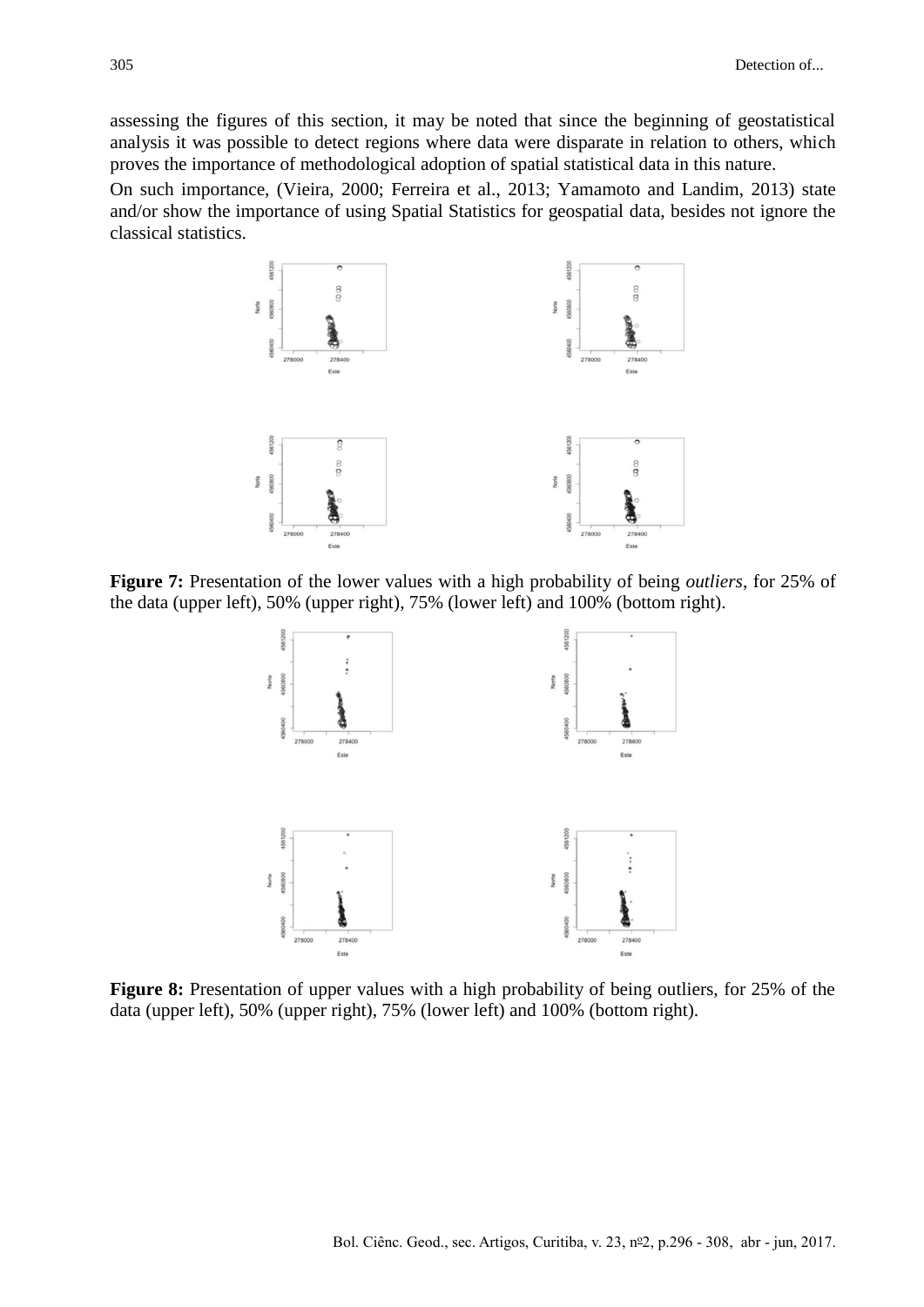assessing the figures of this section, it may be noted that since the beginning of geostatistical analysis it was possible to detect regions where data were disparate in relation to others, which proves the importance of methodological adoption of spatial statistical data in this nature.

On such importance, (Vieira, 2000; Ferreira et al., 2013; Yamamoto and Landim, 2013) state and/or show the importance of using Spatial Statistics for geospatial data, besides not ignore the classical statistics.

**Figure 7:** Presentation of the lower values with a high probability of being *outliers*, for 25% of the data (upper left), 50% (upper right), 75% (lower left) and 100% (bottom right).

**Figure 8:** Presentation of upper values with a high probability of being outliers, for 25% of the data (upper left), 50% (upper right), 75% (lower left) and 100% (bottom right).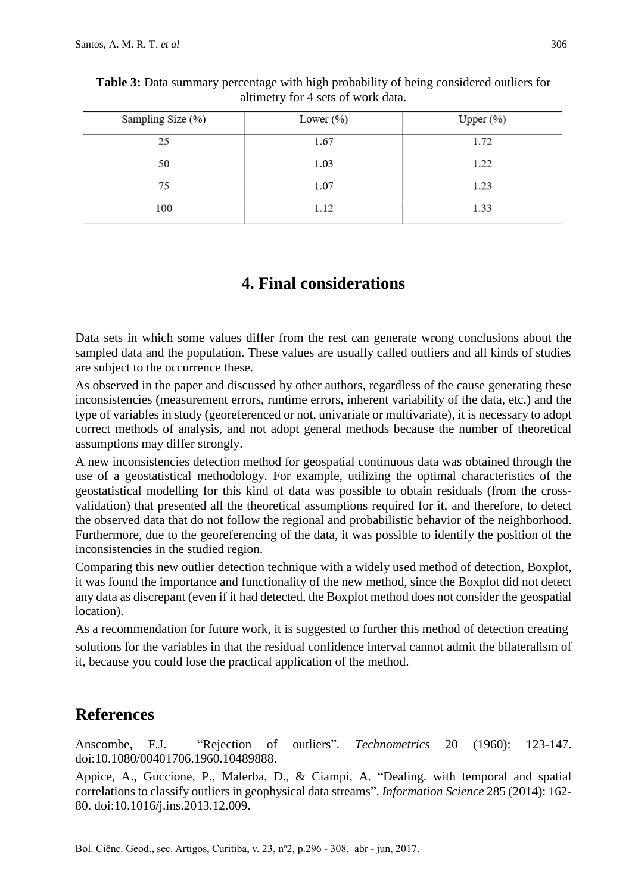**Table 3:** Data summary percentage with high probability of being considered outliers for altimetry for 4 sets of work data.

| Sampling Size (%) | Lower (%) | Upper (%) |
| --- | --- | --- |
| 25 | 1.67 | 1.72 |
| 50 | 1.03 | 1.22 |
| 75 | 1.07 | 1.23 |
| 100 | 1.12 | 1.33 |

## 4. Final considerations

Data sets in which some values differ from the rest can generate wrong conclusions about the sampled data and the population. These values are usually called outliers and all kinds of studies are subject to the occurrence these.

As observed in the paper and discussed by other authors, regardless of the cause generating these inconsistencies (measurement errors, runtime errors, inherent variability of the data, etc.) and the type of variables in study (georeferenced or not, univariate or multivariate), it is necessary to adopt correct methods of analysis, and not adopt general methods because the number of theoretical assumptions may differ strongly.

A new inconsistencies detection method for geospatial continuous data was obtained through the use of a geostatistical methodology. For example, utilizing the optimal characteristics of the geostatistical modelling for this kind of data was possible to obtain residuals (from the cross-validation) that presented all the theoretical assumptions required for it, and therefore, to detect the observed data that do not follow the regional and probabilistic behavior of the neighborhood. Furthermore, due to the georeferencing of the data, it was possible to identify the position of the inconsistencies in the studied region.

Comparing this new outlier detection technique with a widely used method of detection, Boxplot, it was found the importance and functionality of the new method, since the Boxplot did not detect any data as discrepant (even if it had detected, the Boxplot method does not consider the geospatial location).

As a recommendation for future work, it is suggested to further this method of detection creating solutions for the variables in that the residual confidence interval cannot admit the bilateralism of it, because you could lose the practical application of the method.

## References

Anscombe, F.J. "Rejection of outliers". *Technometrics* 20 (1960): 123-147. doi:10.1080/00401706.1960.10489888.

Appice, A., Guccione, P., Malerba, D., & Ciampi, A. "Dealing. with temporal and spatial correlations to classify outliers in geophysical data streams". *Information Science* 285 (2014): 162-80. doi:10.1016/j.ins.2013.12.009.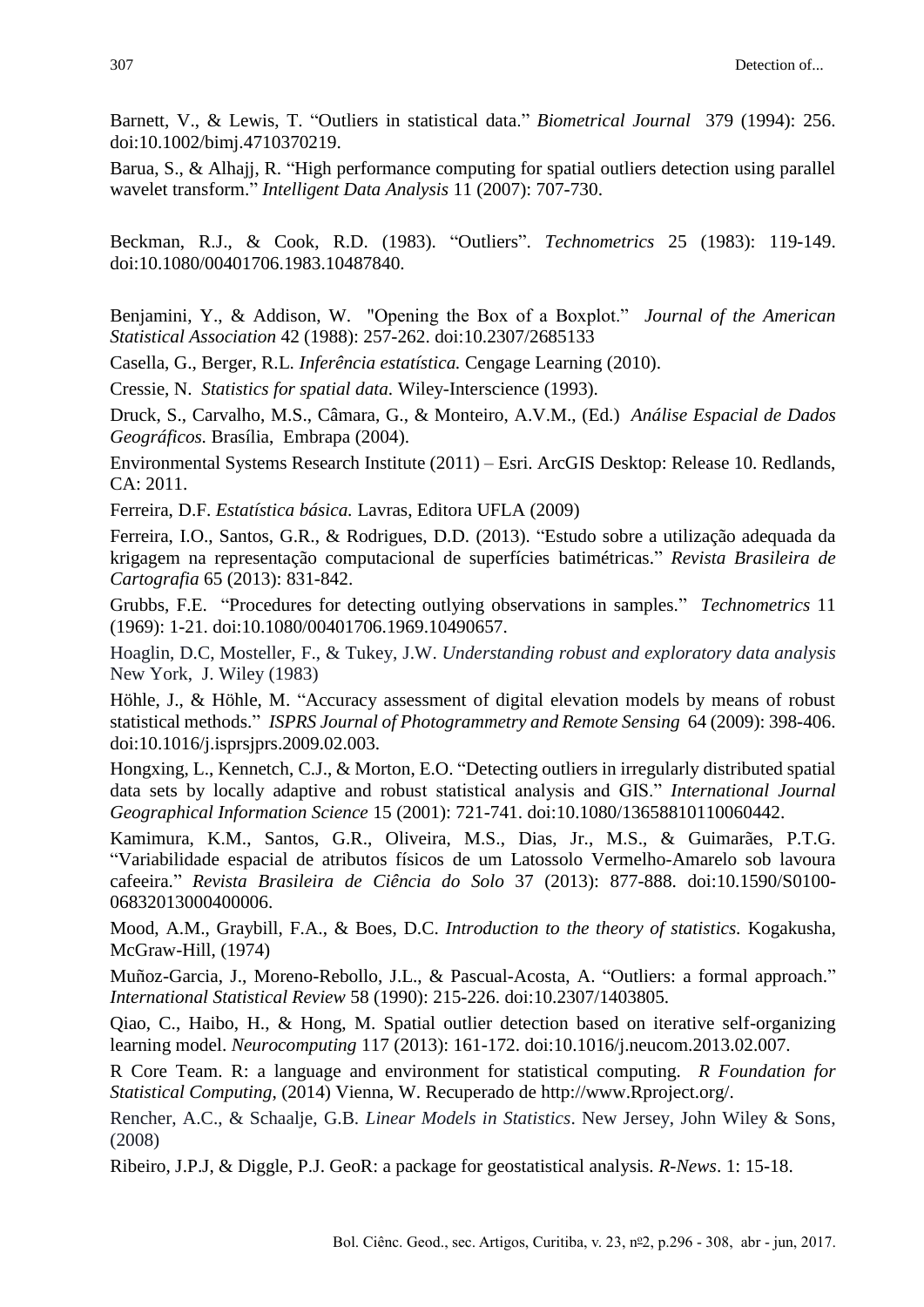Barnett, V., & Lewis, T. "Outliers in statistical data." *Biometrical Journal* 379 (1994): 256. doi:10.1002/bimj.4710370219.

Barua, S., & Alhajj, R. "High performance computing for spatial outliers detection using parallel wavelet transform." *Intelligent Data Analysis* 11 (2007): 707-730.

Beckman, R.J., & Cook, R.D. (1983). "Outliers". *Technometrics* 25 (1983): 119-149. doi:10.1080/00401706.1983.10487840.

Benjamini, Y., & Addison, W. "Opening the Box of a Boxplot." *Journal of the American Statistical Association* 42 (1988): 257-262. doi:10.2307/2685133

Casella, G., Berger, R.L. *Inferência estatística.* Cengage Learning (2010).

Cressie, N. *Statistics for spatial data*. Wiley-Interscience (1993).

Druck, S., Carvalho, M.S., Câmara, G., & Monteiro, A.V.M., (Ed.) *Análise Espacial de Dados Geográficos*. Brasília, Embrapa (2004).

Environmental Systems Research Institute (2011) – Esri. ArcGIS Desktop: Release 10. Redlands, CA: 2011.

Ferreira, D.F. *Estatística básica.* Lavras, Editora UFLA (2009)

Ferreira, I.O., Santos, G.R., & Rodrigues, D.D. (2013). "Estudo sobre a utilização adequada da krigagem na representação computacional de superfícies batimétricas." *Revista Brasileira de Cartografia* 65 (2013): 831-842.

Grubbs, F.E. "Procedures for detecting outlying observations in samples." *Technometrics* 11 (1969): 1-21. doi:10.1080/00401706.1969.10490657.

Hoaglin, D.C, Mosteller, F., & Tukey, J.W. *Understanding robust and exploratory data analysis* New York, J. Wiley (1983)

Höhle, J., & Höhle, M. "Accuracy assessment of digital elevation models by means of robust statistical methods." *ISPRS Journal of Photogrammetry and Remote Sensing* 64 (2009): 398-406. doi:10.1016/j.isprsjprs.2009.02.003.

Hongxing, L., Kennetch, C.J., & Morton, E.O. "Detecting outliers in irregularly distributed spatial data sets by locally adaptive and robust statistical analysis and GIS." *International Journal Geographical Information Science* 15 (2001): 721-741. doi:10.1080/13658810110060442.

Kamimura, K.M., Santos, G.R., Oliveira, M.S., Dias, Jr., M.S., & Guimarães, P.T.G. "Variabilidade espacial de atributos físicos de um Latossolo Vermelho-Amarelo sob lavoura cafeeira." *Revista Brasileira de Ciência do Solo* 37 (2013): 877-888. doi:10.1590/S0100-06832013000400006.

Mood, A.M., Graybill, F.A., & Boes, D.C. *Introduction to the theory of statistics.* Kogakusha, McGraw-Hill, (1974)

Muñoz-Garcia, J., Moreno-Rebollo, J.L., & Pascual-Acosta, A. "Outliers: a formal approach." *International Statistical Review* 58 (1990): 215-226. doi:10.2307/1403805.

Qiao, C., Haibo, H., & Hong, M. Spatial outlier detection based on iterative self-organizing learning model. *Neurocomputing* 117 (2013): 161-172. doi:10.1016/j.neucom.2013.02.007.

R Core Team. R: a language and environment for statistical computing. *R Foundation for Statistical Computing*, (2014) Vienna, W. Recuperado de http://www.Rproject.org/.

Rencher, A.C., & Schaalje, G.B. *Linear Models in Statistics*. New Jersey, John Wiley & Sons, (2008)

Ribeiro, J.P.J, & Diggle, P.J. GeoR: a package for geostatistical analysis. *R-News*. 1: 15-18.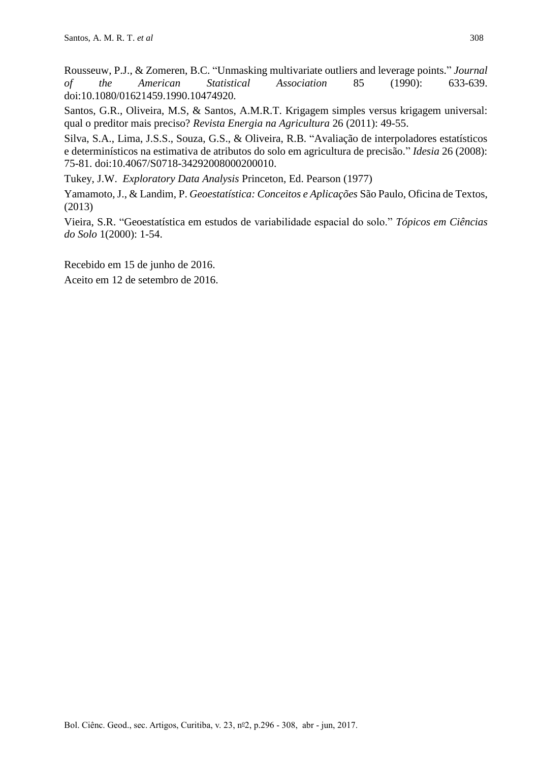Rousseuw, P.J., & Zomeren, B.C. "Unmasking multivariate outliers and leverage points." *Journal of the American Statistical Association* 85 (1990): 633-639. doi:10.1080/01621459.1990.10474920.

Santos, G.R., Oliveira, M.S, & Santos, A.M.R.T. Krigagem simples versus krigagem universal: qual o preditor mais preciso? *Revista Energia na Agricultura* 26 (2011): 49-55.

Silva, S.A., Lima, J.S.S., Souza, G.S., & Oliveira, R.B. "Avaliação de interpoladores estatísticos e determinísticos na estimativa de atributos do solo em agricultura de precisão." *Idesia* 26 (2008): 75-81. doi:10.4067/S0718-34292008000200010.

Tukey, J.W. *Exploratory Data Analysis* Princeton, Ed. Pearson (1977)

Yamamoto, J., & Landim, P. *Geoestatística: Conceitos e Aplicações* São Paulo, Oficina de Textos, (2013)

Vieira, S.R. "Geoestatística em estudos de variabilidade espacial do solo." *Tópicos em Ciências do Solo* 1(2000): 1-54.

Recebido em 15 de junho de 2016.

Aceito em 12 de setembro de 2016.